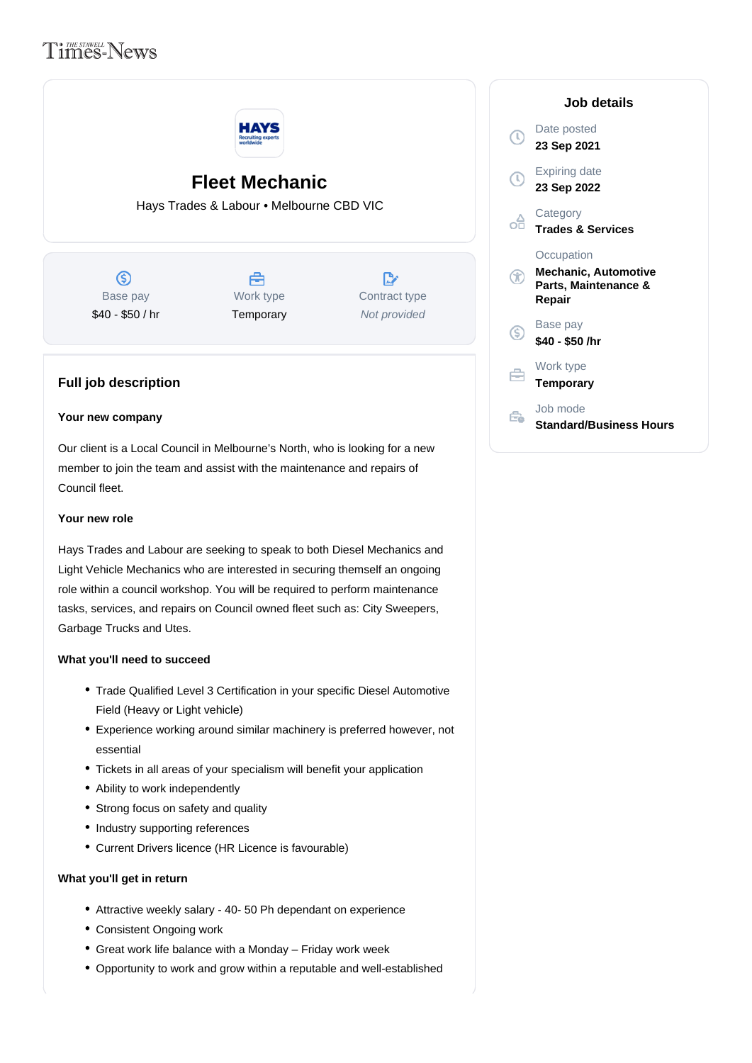Times-News

# Fleet Mechanic

Hays Trades & Labour • Melbourne CBD VIC

| Base pay | Work type | Contract type |
| --- | --- | --- |
| $40 - $50 / hr | Temporary | *Not provided* |

## Job details

Date posted
**23 Sep 2021**

Expiring date
**23 Sep 2022**

Category
**Trades & Services**

Occupation
**Mechanic, Automotive Parts, Maintenance & Repair**

Base pay
**$40 - $50 /hr**

Work type
**Temporary**

Job mode
**Standard/Business Hours**

## Full job description

**Your new company**

Our client is a Local Council in Melbourne's North, who is looking for a new member to join the team and assist with the maintenance and repairs of Council fleet.

**Your new role**

Hays Trades and Labour are seeking to speak to both Diesel Mechanics and Light Vehicle Mechanics who are interested in securing themself an ongoing role within a council workshop. You will be required to perform maintenance tasks, services, and repairs on Council owned fleet such as: City Sweepers, Garbage Trucks and Utes.

**What you'll need to succeed**

- Trade Qualified Level 3 Certification in your specific Diesel Automotive Field (Heavy or Light vehicle)
- Experience working around similar machinery is preferred however, not essential
- Tickets in all areas of your specialism will benefit your application
- Ability to work independently
- Strong focus on safety and quality
- Industry supporting references
- Current Drivers licence (HR Licence is favourable)

**What you'll get in return**

- Attractive weekly salary - 40- 50 Ph dependant on experience
- Consistent Ongoing work
- Great work life balance with a Monday – Friday work week
- Opportunity to work and grow within a reputable and well-established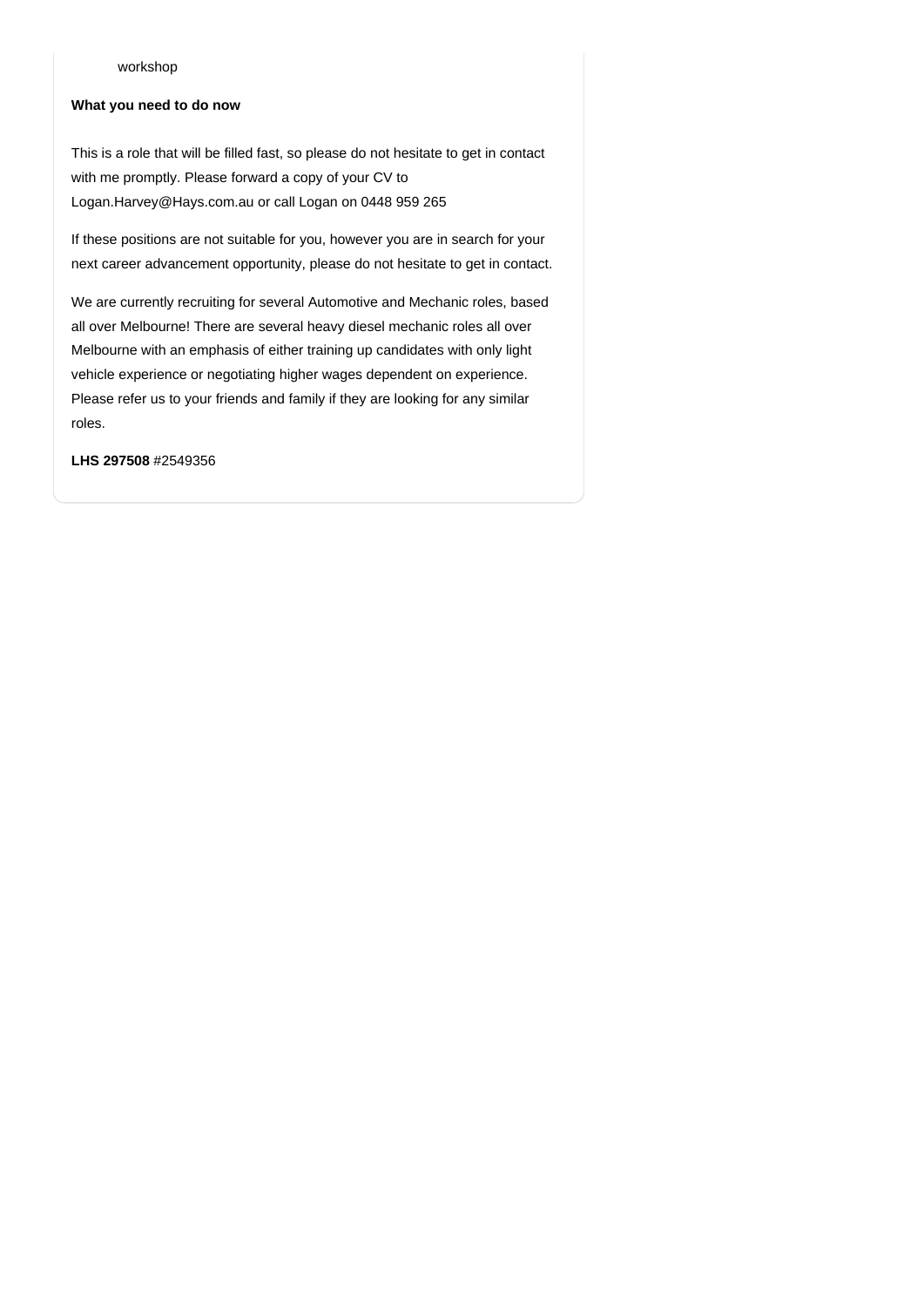workshop

**What you need to do now**

This is a role that will be filled fast, so please do not hesitate to get in contact with me promptly. Please forward a copy of your CV to Logan.Harvey@Hays.com.au or call Logan on 0448 959 265

If these positions are not suitable for you, however you are in search for your next career advancement opportunity, please do not hesitate to get in contact.

We are currently recruiting for several Automotive and Mechanic roles, based all over Melbourne! There are several heavy diesel mechanic roles all over Melbourne with an emphasis of either training up candidates with only light vehicle experience or negotiating higher wages dependent on experience. Please refer us to your friends and family if they are looking for any similar roles.

**LHS 297508** #2549356